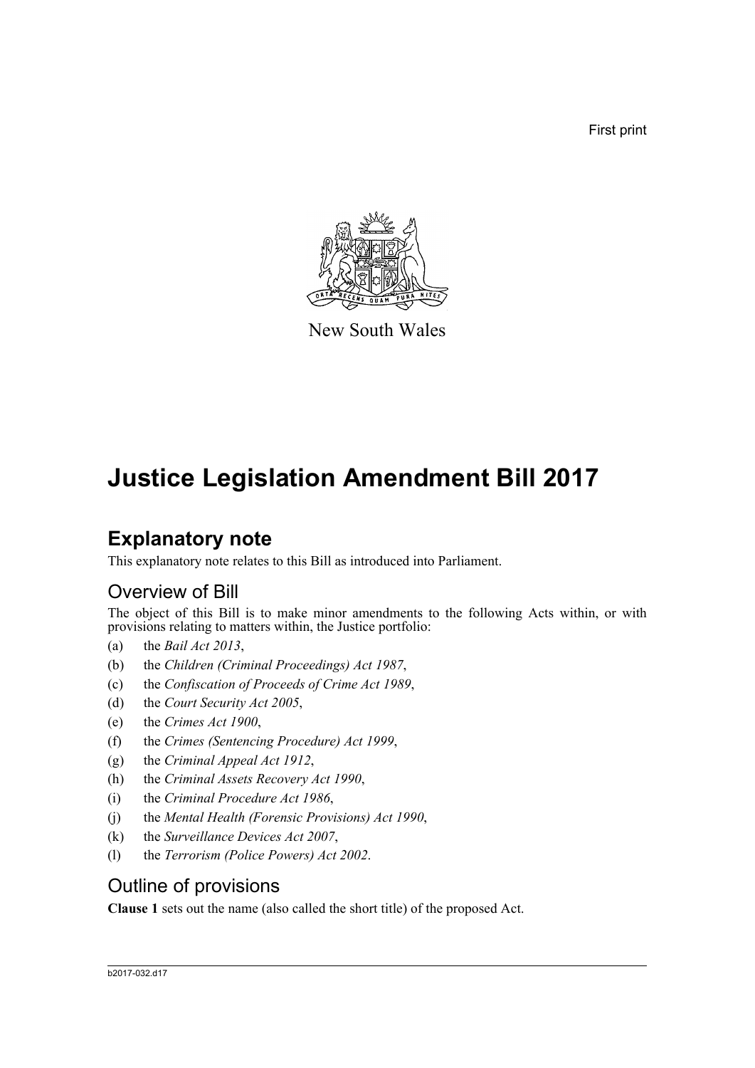First print

New South Wales

# Justice Legislation Amendment Bill 2017

## Explanatory note

This explanatory note relates to this Bill as introduced into Parliament.

### Overview of Bill

The object of this Bill is to make minor amendments to the following Acts within, or with provisions relating to matters within, the Justice portfolio:

(a) the *Bail Act 2013*,

(b) the *Children (Criminal Proceedings) Act 1987*,

(c) the *Confiscation of Proceeds of Crime Act 1989*,

(d) the *Court Security Act 2005*,

(e) the *Crimes Act 1900*,

(f) the *Crimes (Sentencing Procedure) Act 1999*,

(g) the *Criminal Appeal Act 1912*,

(h) the *Criminal Assets Recovery Act 1990*,

(i) the *Criminal Procedure Act 1986*,

(j) the *Mental Health (Forensic Provisions) Act 1990*,

(k) the *Surveillance Devices Act 2007*,

(l) the *Terrorism (Police Powers) Act 2002*.

### Outline of provisions

**Clause 1** sets out the name (also called the short title) of the proposed Act.

b2017-032.d17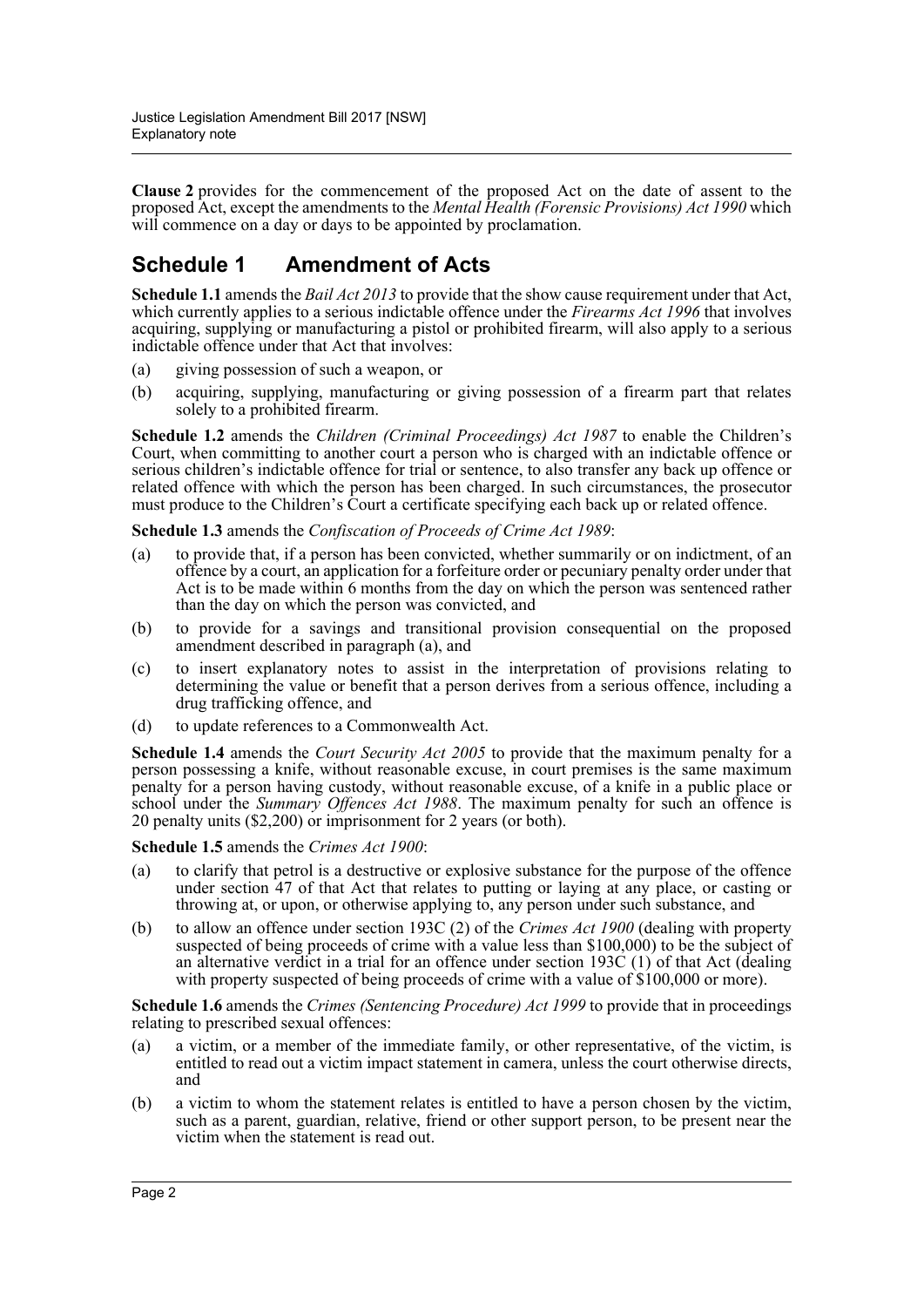**Clause 2** provides for the commencement of the proposed Act on the date of assent to the proposed Act, except the amendments to the *Mental Health (Forensic Provisions) Act 1990* which will commence on a day or days to be appointed by proclamation.

## Schedule 1 Amendment of Acts

**Schedule 1.1** amends the *Bail Act 2013* to provide that the show cause requirement under that Act, which currently applies to a serious indictable offence under the *Firearms Act 1996* that involves acquiring, supplying or manufacturing a pistol or prohibited firearm, will also apply to a serious indictable offence under that Act that involves:

(a) giving possession of such a weapon, or

(b) acquiring, supplying, manufacturing or giving possession of a firearm part that relates solely to a prohibited firearm.

**Schedule 1.2** amends the *Children (Criminal Proceedings) Act 1987* to enable the Children's Court, when committing to another court a person who is charged with an indictable offence or serious children's indictable offence for trial or sentence, to also transfer any back up offence or related offence with which the person has been charged. In such circumstances, the prosecutor must produce to the Children's Court a certificate specifying each back up or related offence.

**Schedule 1.3** amends the *Confiscation of Proceeds of Crime Act 1989*:

(a) to provide that, if a person has been convicted, whether summarily or on indictment, of an offence by a court, an application for a forfeiture order or pecuniary penalty order under that Act is to be made within 6 months from the day on which the person was sentenced rather than the day on which the person was convicted, and

(b) to provide for a savings and transitional provision consequential on the proposed amendment described in paragraph (a), and

(c) to insert explanatory notes to assist in the interpretation of provisions relating to determining the value or benefit that a person derives from a serious offence, including a drug trafficking offence, and

(d) to update references to a Commonwealth Act.

**Schedule 1.4** amends the *Court Security Act 2005* to provide that the maximum penalty for a person possessing a knife, without reasonable excuse, in court premises is the same maximum penalty for a person having custody, without reasonable excuse, of a knife in a public place or school under the *Summary Offences Act 1988*. The maximum penalty for such an offence is 20 penalty units ($2,200) or imprisonment for 2 years (or both).

**Schedule 1.5** amends the *Crimes Act 1900*:

(a) to clarify that petrol is a destructive or explosive substance for the purpose of the offence under section 47 of that Act that relates to putting or laying at any place, or casting or throwing at, or upon, or otherwise applying to, any person under such substance, and

(b) to allow an offence under section 193C (2) of the *Crimes Act 1900* (dealing with property suspected of being proceeds of crime with a value less than $100,000) to be the subject of an alternative verdict in a trial for an offence under section 193C (1) of that Act (dealing with property suspected of being proceeds of crime with a value of $100,000 or more).

**Schedule 1.6** amends the *Crimes (Sentencing Procedure) Act 1999* to provide that in proceedings relating to prescribed sexual offences:

(a) a victim, or a member of the immediate family, or other representative, of the victim, is entitled to read out a victim impact statement in camera, unless the court otherwise directs, and

(b) a victim to whom the statement relates is entitled to have a person chosen by the victim, such as a parent, guardian, relative, friend or other support person, to be present near the victim when the statement is read out.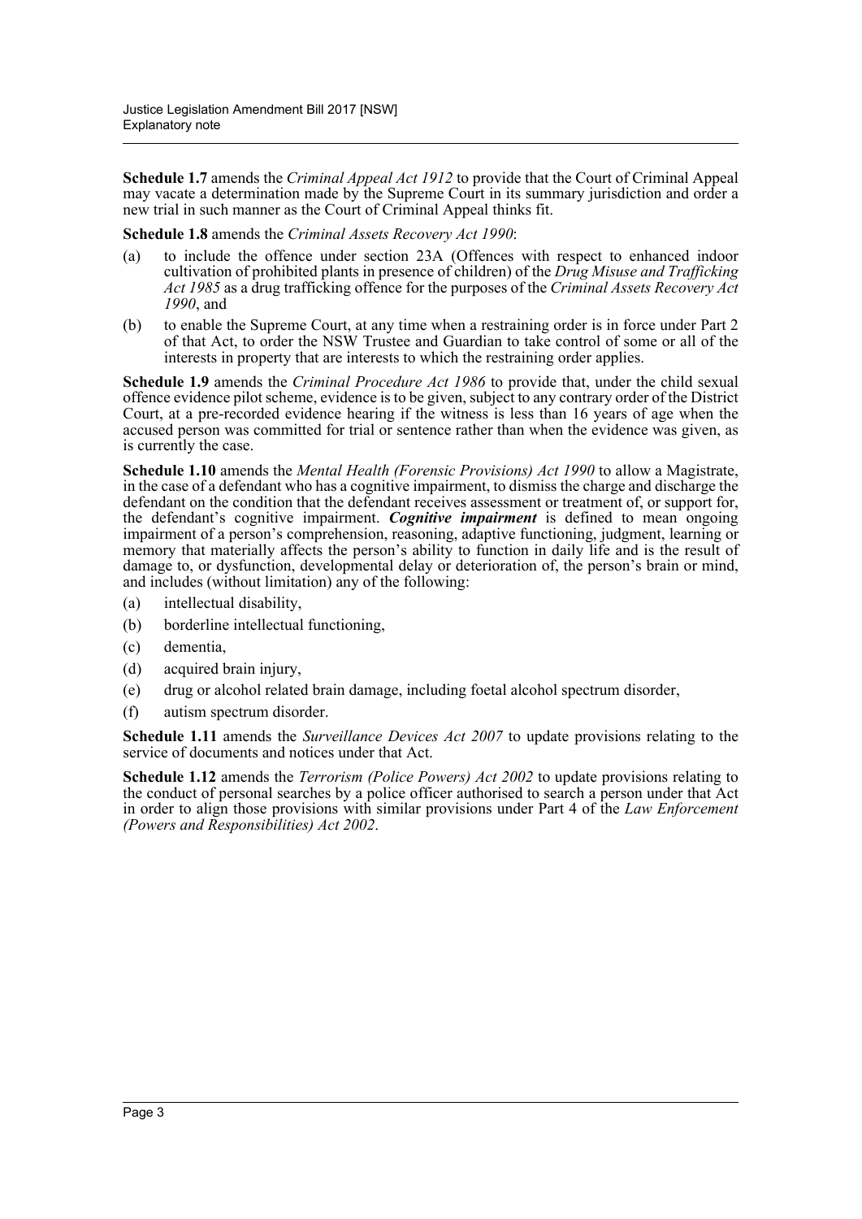**Schedule 1.7** amends the *Criminal Appeal Act 1912* to provide that the Court of Criminal Appeal may vacate a determination made by the Supreme Court in its summary jurisdiction and order a new trial in such manner as the Court of Criminal Appeal thinks fit.

**Schedule 1.8** amends the *Criminal Assets Recovery Act 1990*:

(a) to include the offence under section 23A (Offences with respect to enhanced indoor cultivation of prohibited plants in presence of children) of the *Drug Misuse and Trafficking Act 1985* as a drug trafficking offence for the purposes of the *Criminal Assets Recovery Act 1990*, and

(b) to enable the Supreme Court, at any time when a restraining order is in force under Part 2 of that Act, to order the NSW Trustee and Guardian to take control of some or all of the interests in property that are interests to which the restraining order applies.

**Schedule 1.9** amends the *Criminal Procedure Act 1986* to provide that, under the child sexual offence evidence pilot scheme, evidence is to be given, subject to any contrary order of the District Court, at a pre-recorded evidence hearing if the witness is less than 16 years of age when the accused person was committed for trial or sentence rather than when the evidence was given, as is currently the case.

**Schedule 1.10** amends the *Mental Health (Forensic Provisions) Act 1990* to allow a Magistrate, in the case of a defendant who has a cognitive impairment, to dismiss the charge and discharge the defendant on the condition that the defendant receives assessment or treatment of, or support for, the defendant's cognitive impairment. ***Cognitive impairment*** is defined to mean ongoing impairment of a person's comprehension, reasoning, adaptive functioning, judgment, learning or memory that materially affects the person's ability to function in daily life and is the result of damage to, or dysfunction, developmental delay or deterioration of, the person's brain or mind, and includes (without limitation) any of the following:

(a) intellectual disability,

(b) borderline intellectual functioning,

(c) dementia,

(d) acquired brain injury,

(e) drug or alcohol related brain damage, including foetal alcohol spectrum disorder,

(f) autism spectrum disorder.

**Schedule 1.11** amends the *Surveillance Devices Act 2007* to update provisions relating to the service of documents and notices under that Act.

**Schedule 1.12** amends the *Terrorism (Police Powers) Act 2002* to update provisions relating to the conduct of personal searches by a police officer authorised to search a person under that Act in order to align those provisions with similar provisions under Part 4 of the *Law Enforcement (Powers and Responsibilities) Act 2002*.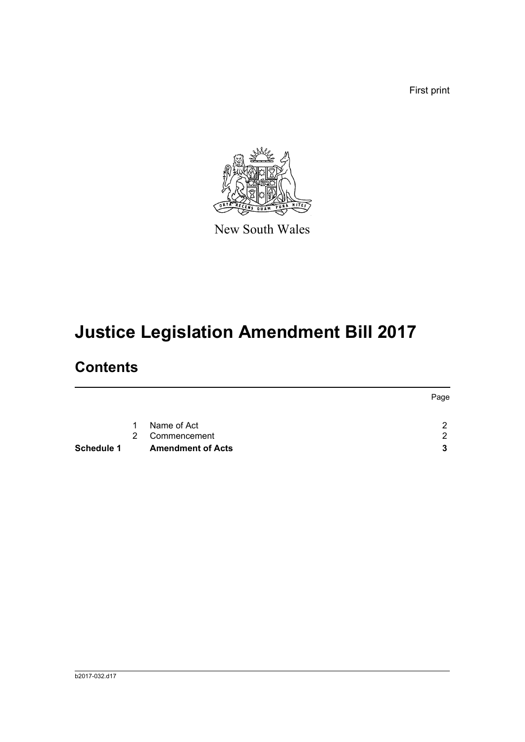First print

New South Wales

# Justice Legislation Amendment Bill 2017

## Contents

| | | | Page |
|---|---|---|---|
| | 1 | Name of Act | 2 |
| | 2 | Commencement | 2 |
| **Schedule 1** | | **Amendment of Acts** | **3** |

b2017-032.d17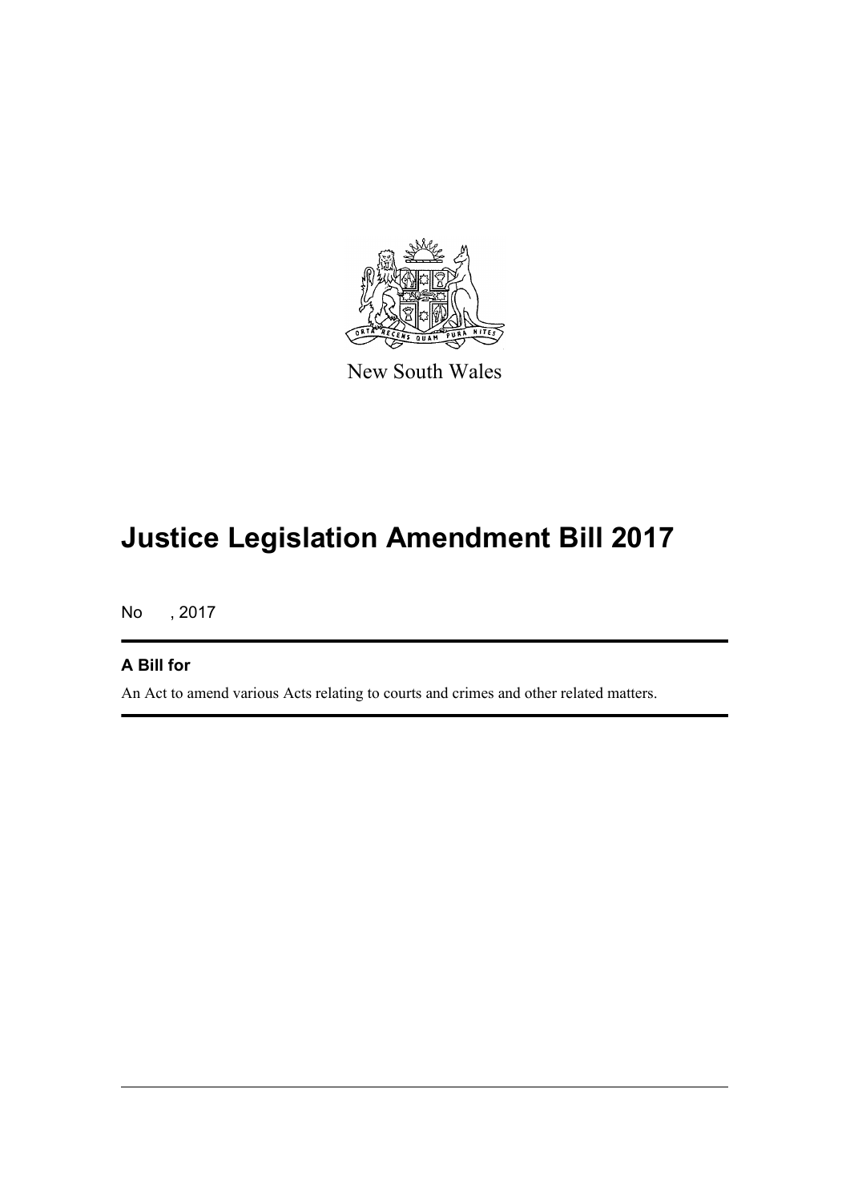New South Wales

# Justice Legislation Amendment Bill 2017

No , 2017

**A Bill for**

An Act to amend various Acts relating to courts and crimes and other related matters.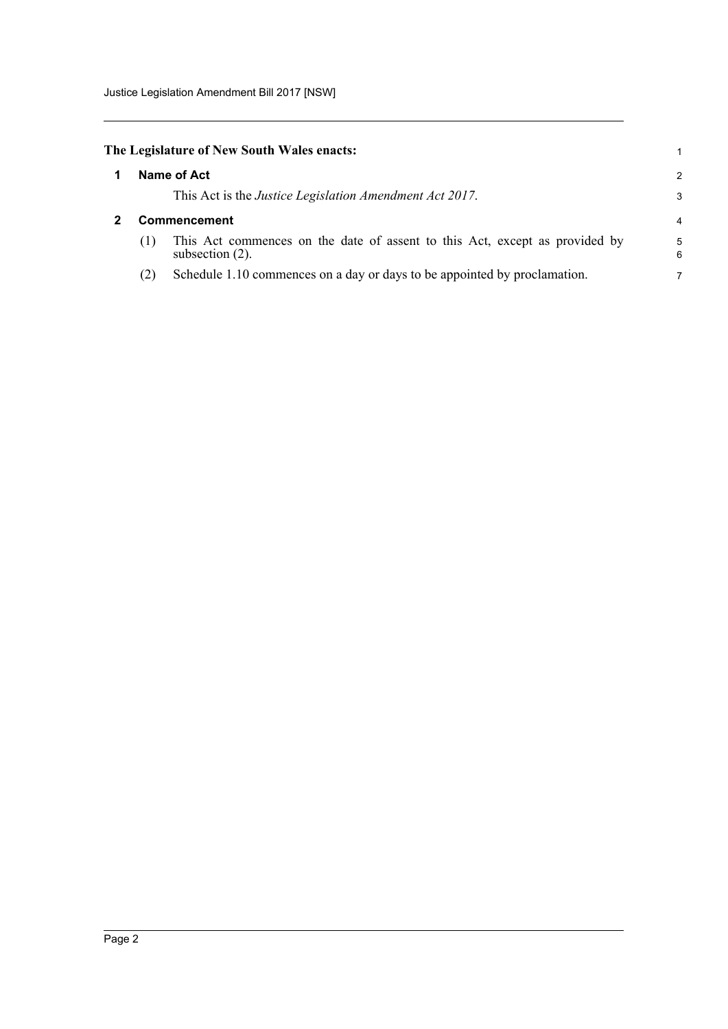**The Legislature of New South Wales enacts:**

## 1 Name of Act

This Act is the *Justice Legislation Amendment Act 2017*.

## 2 Commencement

(1) This Act commences on the date of assent to this Act, except as provided by subsection (2).

(2) Schedule 1.10 commences on a day or days to be appointed by proclamation.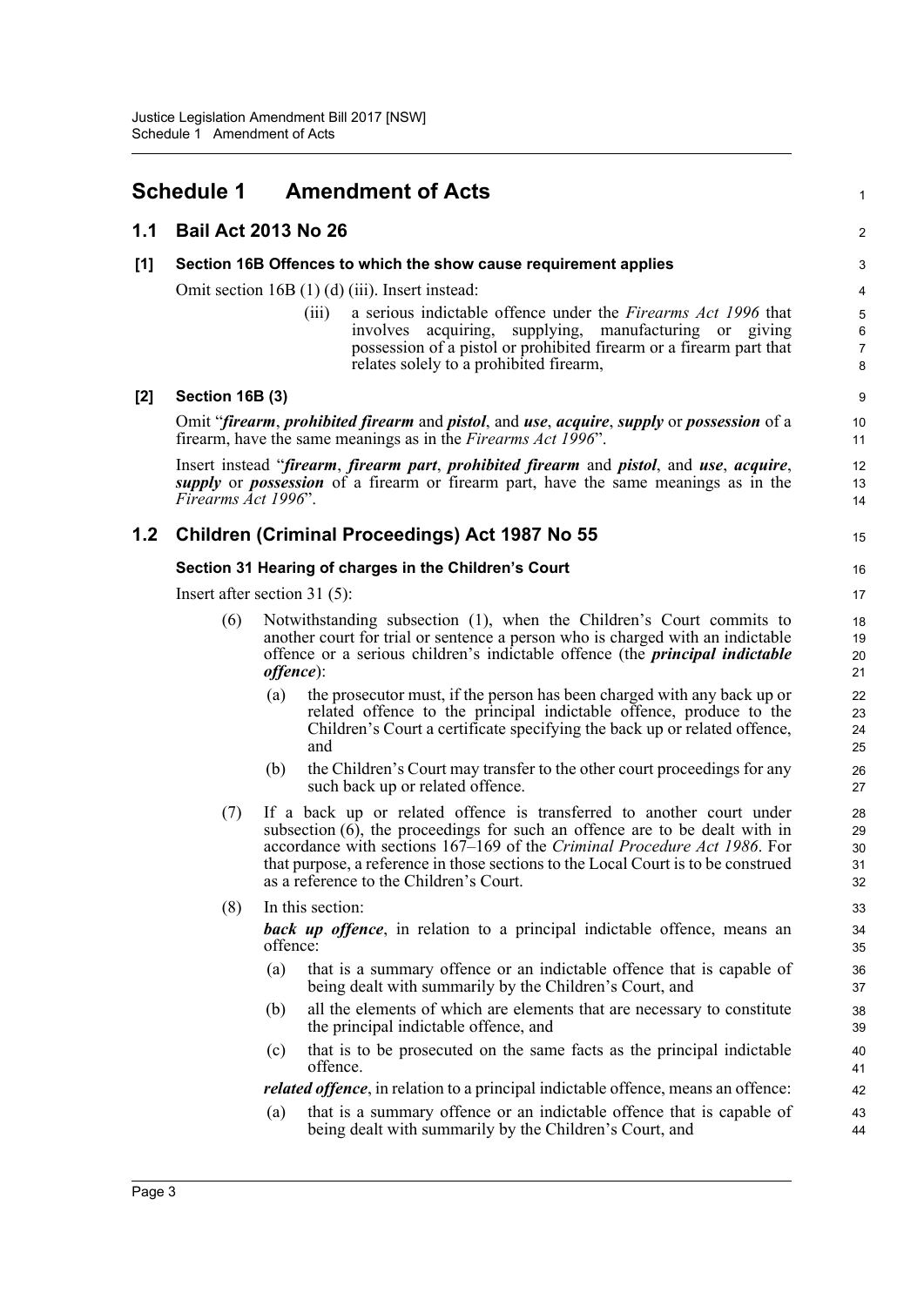# Schedule 1 Amendment of Acts

## 1.1 Bail Act 2013 No 26

### [1] Section 16B Offences to which the show cause requirement applies

Omit section 16B (1) (d) (iii). Insert instead:

> (iii) a serious indictable offence under the *Firearms Act 1996* that involves acquiring, supplying, manufacturing or giving possession of a pistol or prohibited firearm or a firearm part that relates solely to a prohibited firearm,

### [2] Section 16B (3)

Omit "***firearm***, ***prohibited firearm*** and ***pistol***, and ***use***, ***acquire***, ***supply*** or ***possession*** of a firearm, have the same meanings as in the *Firearms Act 1996*".

Insert instead "***firearm***, ***firearm part***, ***prohibited firearm*** and ***pistol***, and ***use***, ***acquire***, ***supply*** or ***possession*** of a firearm or firearm part, have the same meanings as in the *Firearms Act 1996*".

## 1.2 Children (Criminal Proceedings) Act 1987 No 55

### Section 31 Hearing of charges in the Children's Court

Insert after section 31 (5):

> (6) Notwithstanding subsection (1), when the Children's Court commits to another court for trial or sentence a person who is charged with an indictable offence or a serious children's indictable offence (the ***principal indictable offence***):
>
> (a) the prosecutor must, if the person has been charged with any back up or related offence to the principal indictable offence, produce to the Children's Court a certificate specifying the back up or related offence, and
>
> (b) the Children's Court may transfer to the other court proceedings for any such back up or related offence.
>
> (7) If a back up or related offence is transferred to another court under subsection (6), the proceedings for such an offence are to be dealt with in accordance with sections 167–169 of the *Criminal Procedure Act 1986*. For that purpose, a reference in those sections to the Local Court is to be construed as a reference to the Children's Court.
>
> (8) In this section:
>
> ***back up offence***, in relation to a principal indictable offence, means an offence:
>
> (a) that is a summary offence or an indictable offence that is capable of being dealt with summarily by the Children's Court, and
>
> (b) all the elements of which are elements that are necessary to constitute the principal indictable offence, and
>
> (c) that is to be prosecuted on the same facts as the principal indictable offence.
>
> ***related offence***, in relation to a principal indictable offence, means an offence:
>
> (a) that is a summary offence or an indictable offence that is capable of being dealt with summarily by the Children's Court, and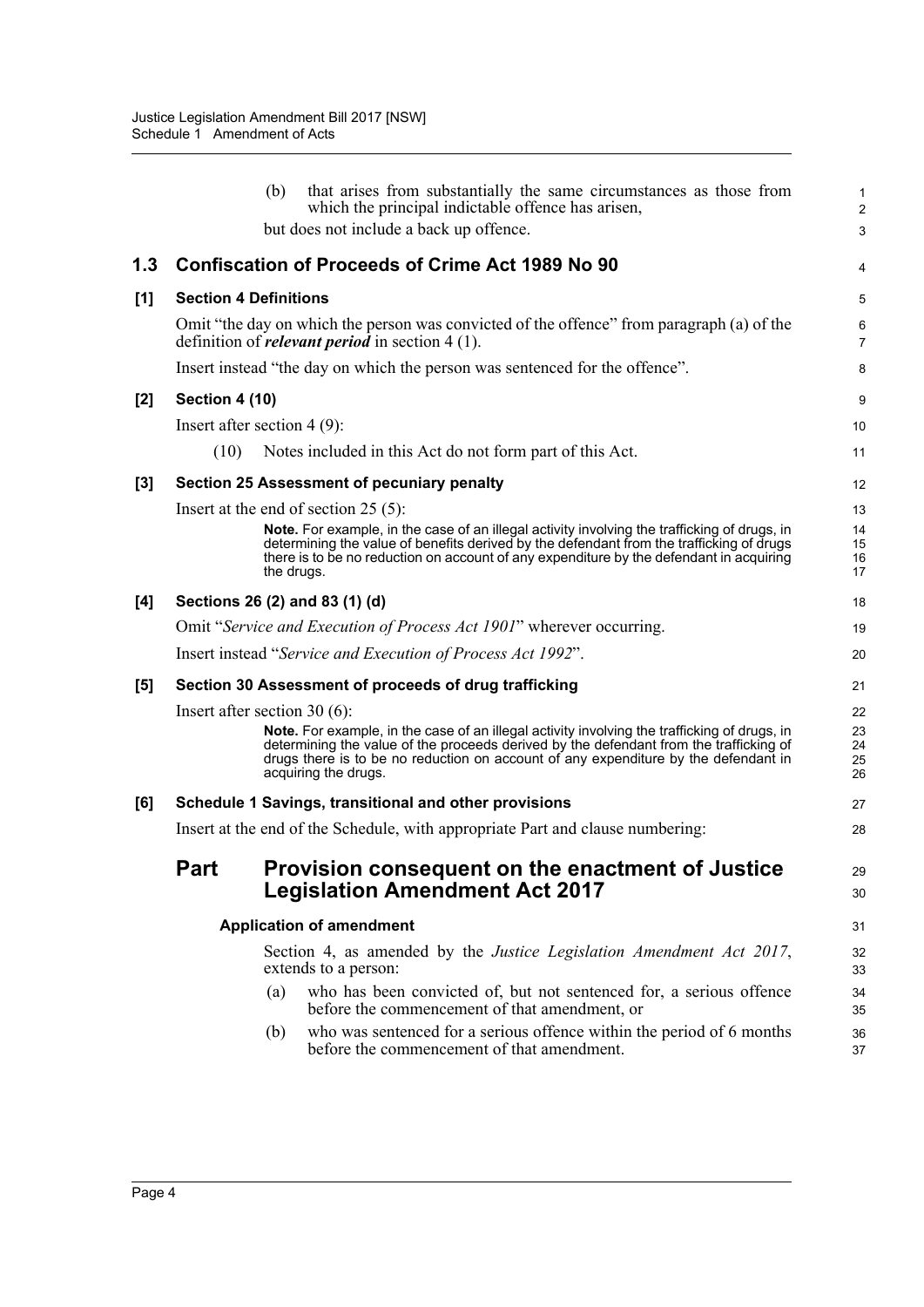(b) that arises from substantially the same circumstances as those from which the principal indictable offence has arisen,

but does not include a back up offence.

## 1.3 Confiscation of Proceeds of Crime Act 1989 No 90

### [1] Section 4 Definitions

Omit "the day on which the person was convicted of the offence" from paragraph (a) of the definition of ***relevant period*** in section 4 (1).

Insert instead "the day on which the person was sentenced for the offence".

### [2] Section 4 (10)

Insert after section 4 (9):

(10) Notes included in this Act do not form part of this Act.

### [3] Section 25 Assessment of pecuniary penalty

Insert at the end of section 25 (5):

**Note.** For example, in the case of an illegal activity involving the trafficking of drugs, in determining the value of benefits derived by the defendant from the trafficking of drugs there is to be no reduction on account of any expenditure by the defendant in acquiring the drugs.

### [4] Sections 26 (2) and 83 (1) (d)

Omit "*Service and Execution of Process Act 1901*" wherever occurring.

Insert instead "*Service and Execution of Process Act 1992*".

### [5] Section 30 Assessment of proceeds of drug trafficking

Insert after section 30 (6):

**Note.** For example, in the case of an illegal activity involving the trafficking of drugs, in determining the value of the proceeds derived by the defendant from the trafficking of drugs there is to be no reduction on account of any expenditure by the defendant in acquiring the drugs.

### [6] Schedule 1 Savings, transitional and other provisions

Insert at the end of the Schedule, with appropriate Part and clause numbering:

## Part Provision consequent on the enactment of Justice Legislation Amendment Act 2017

#### Application of amendment

Section 4, as amended by the *Justice Legislation Amendment Act 2017*, extends to a person:

(a) who has been convicted of, but not sentenced for, a serious offence before the commencement of that amendment, or

(b) who was sentenced for a serious offence within the period of 6 months before the commencement of that amendment.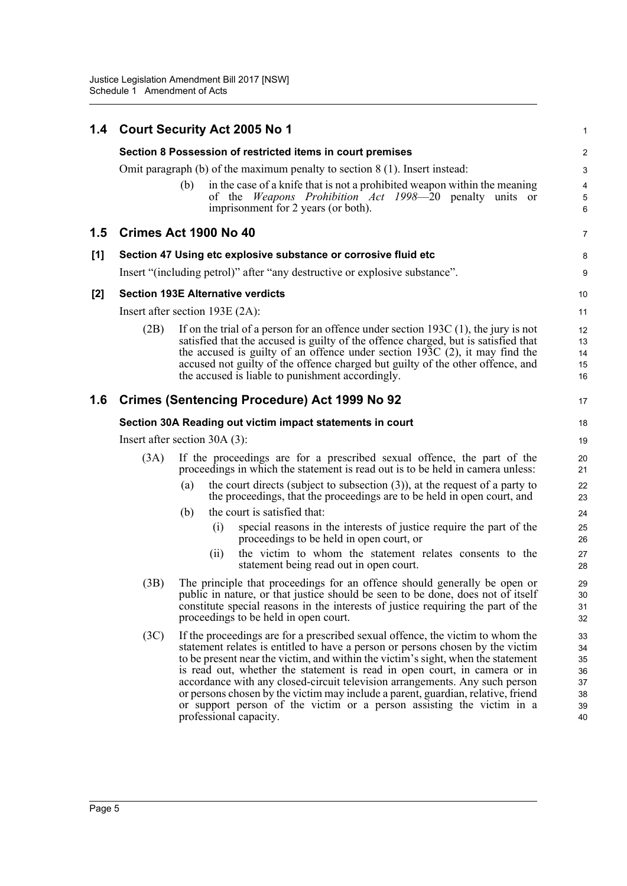## 1.4 Court Security Act 2005 No 1

### Section 8 Possession of restricted items in court premises

Omit paragraph (b) of the maximum penalty to section 8 (1). Insert instead:

(b) in the case of a knife that is not a prohibited weapon within the meaning of the *Weapons Prohibition Act 1998*—20 penalty units or imprisonment for 2 years (or both).

## 1.5 Crimes Act 1900 No 40

### [1] Section 47 Using etc explosive substance or corrosive fluid etc

Insert "(including petrol)" after "any destructive or explosive substance".

### [2] Section 193E Alternative verdicts

Insert after section 193E (2A):

(2B) If on the trial of a person for an offence under section 193C (1), the jury is not satisfied that the accused is guilty of the offence charged, but is satisfied that the accused is guilty of an offence under section 193C (2), it may find the accused not guilty of the offence charged but guilty of the other offence, and the accused is liable to punishment accordingly.

## 1.6 Crimes (Sentencing Procedure) Act 1999 No 92

### Section 30A Reading out victim impact statements in court

Insert after section 30A (3):

(3A) If the proceedings are for a prescribed sexual offence, the part of the proceedings in which the statement is read out is to be held in camera unless:

(a) the court directs (subject to subsection (3)), at the request of a party to the proceedings, that the proceedings are to be held in open court, and

(b) the court is satisfied that:

(i) special reasons in the interests of justice require the part of the proceedings to be held in open court, or

(ii) the victim to whom the statement relates consents to the statement being read out in open court.

(3B) The principle that proceedings for an offence should generally be open or public in nature, or that justice should be seen to be done, does not of itself constitute special reasons in the interests of justice requiring the part of the proceedings to be held in open court.

(3C) If the proceedings are for a prescribed sexual offence, the victim to whom the statement relates is entitled to have a person or persons chosen by the victim to be present near the victim, and within the victim's sight, when the statement is read out, whether the statement is read in open court, in camera or in accordance with any closed-circuit television arrangements. Any such person or persons chosen by the victim may include a parent, guardian, relative, friend or support person of the victim or a person assisting the victim in a professional capacity.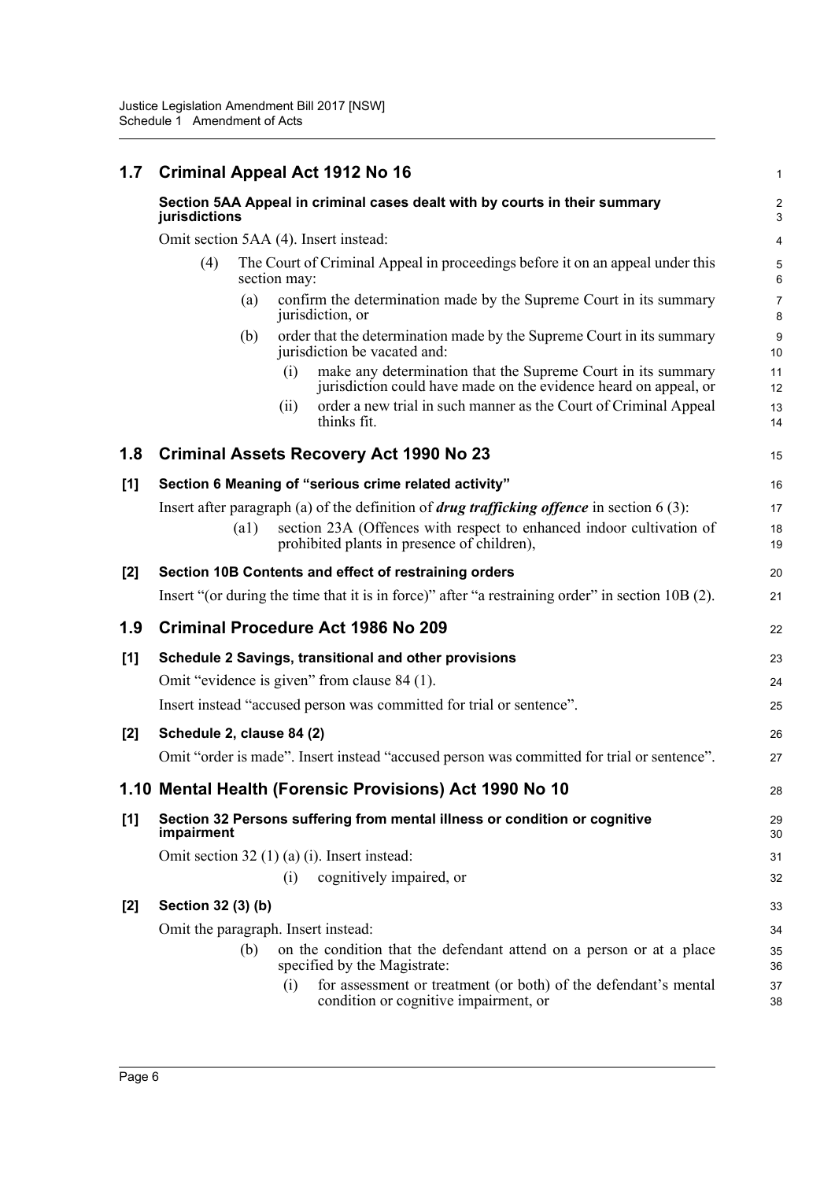## 1.7 Criminal Appeal Act 1912 No 16

### Section 5AA Appeal in criminal cases dealt with by courts in their summary jurisdictions

Omit section 5AA (4). Insert instead:

(4) The Court of Criminal Appeal in proceedings before it on an appeal under this section may:

(a) confirm the determination made by the Supreme Court in its summary jurisdiction, or

(b) order that the determination made by the Supreme Court in its summary jurisdiction be vacated and:

(i) make any determination that the Supreme Court in its summary jurisdiction could have made on the evidence heard on appeal, or

(ii) order a new trial in such manner as the Court of Criminal Appeal thinks fit.

## 1.8 Criminal Assets Recovery Act 1990 No 23

### [1] Section 6 Meaning of "serious crime related activity"

Insert after paragraph (a) of the definition of ***drug trafficking offence*** in section 6 (3):

(a1) section 23A (Offences with respect to enhanced indoor cultivation of prohibited plants in presence of children),

### [2] Section 10B Contents and effect of restraining orders

Insert "(or during the time that it is in force)" after "a restraining order" in section 10B (2).

## 1.9 Criminal Procedure Act 1986 No 209

### [1] Schedule 2 Savings, transitional and other provisions

Omit "evidence is given" from clause 84 (1).

Insert instead "accused person was committed for trial or sentence".

### [2] Schedule 2, clause 84 (2)

Omit "order is made". Insert instead "accused person was committed for trial or sentence".

## 1.10 Mental Health (Forensic Provisions) Act 1990 No 10

### [1] Section 32 Persons suffering from mental illness or condition or cognitive impairment

Omit section 32 (1) (a) (i). Insert instead:

(i) cognitively impaired, or

### [2] Section 32 (3) (b)

Omit the paragraph. Insert instead:

(b) on the condition that the defendant attend on a person or at a place specified by the Magistrate:

(i) for assessment or treatment (or both) of the defendant's mental condition or cognitive impairment, or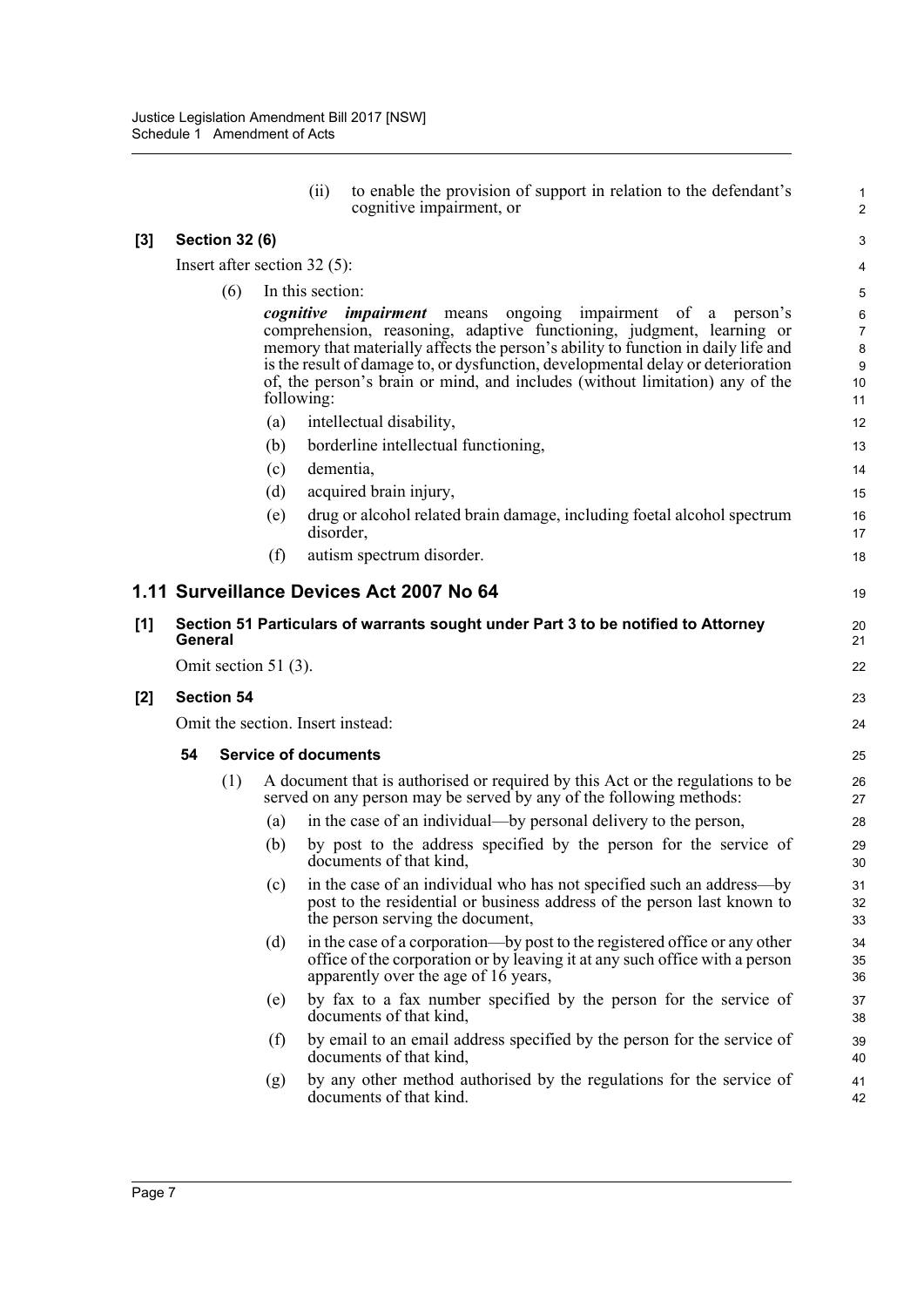(ii) to enable the provision of support in relation to the defendant's cognitive impairment, or

**[3] Section 32 (6)**

Insert after section 32 (5):

(6) In this section:

***cognitive impairment*** means ongoing impairment of a person's comprehension, reasoning, adaptive functioning, judgment, learning or memory that materially affects the person's ability to function in daily life and is the result of damage to, or dysfunction, developmental delay or deterioration of, the person's brain or mind, and includes (without limitation) any of the following:

(a) intellectual disability,

(b) borderline intellectual functioning,

(c) dementia,

(d) acquired brain injury,

(e) drug or alcohol related brain damage, including foetal alcohol spectrum disorder,

(f) autism spectrum disorder.

## 1.11 Surveillance Devices Act 2007 No 64

**[1] Section 51 Particulars of warrants sought under Part 3 to be notified to Attorney General**

Omit section 51 (3).

**[2] Section 54**

Omit the section. Insert instead:

**54 Service of documents**

(1) A document that is authorised or required by this Act or the regulations to be served on any person may be served by any of the following methods:

(a) in the case of an individual—by personal delivery to the person,

(b) by post to the address specified by the person for the service of documents of that kind,

(c) in the case of an individual who has not specified such an address—by post to the residential or business address of the person last known to the person serving the document,

(d) in the case of a corporation—by post to the registered office or any other office of the corporation or by leaving it at any such office with a person apparently over the age of 16 years,

(e) by fax to a fax number specified by the person for the service of documents of that kind,

(f) by email to an email address specified by the person for the service of documents of that kind,

(g) by any other method authorised by the regulations for the service of documents of that kind.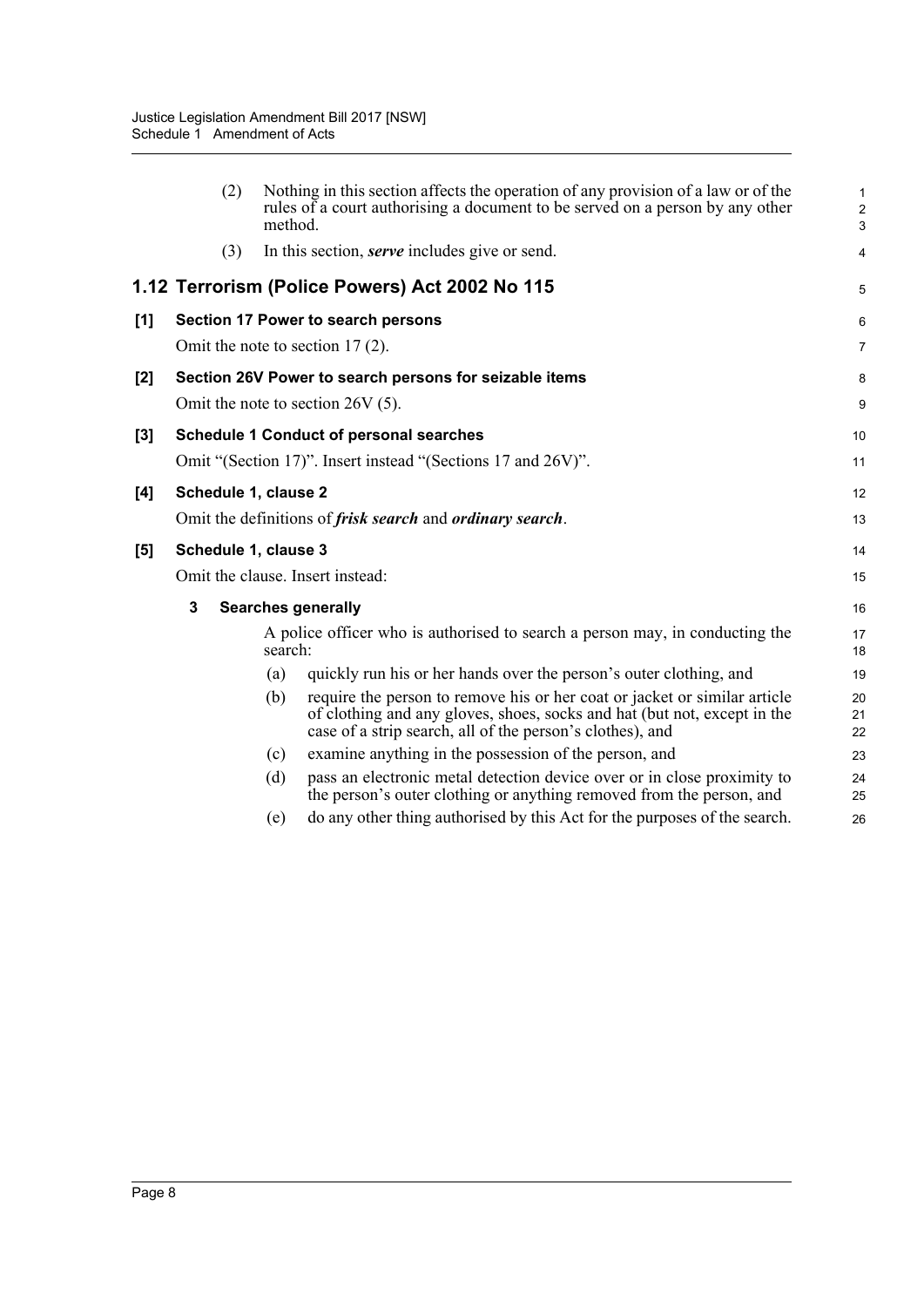(2) Nothing in this section affects the operation of any provision of a law or of the rules of a court authorising a document to be served on a person by any other method.

(3) In this section, ***serve*** includes give or send.

## 1.12 Terrorism (Police Powers) Act 2002 No 115

**[1] Section 17 Power to search persons**

Omit the note to section 17 (2).

**[2] Section 26V Power to search persons for seizable items**

Omit the note to section 26V (5).

**[3] Schedule 1 Conduct of personal searches**

Omit "(Section 17)". Insert instead "(Sections 17 and 26V)".

**[4] Schedule 1, clause 2**

Omit the definitions of ***frisk search*** and ***ordinary search***.

**[5] Schedule 1, clause 3**

Omit the clause. Insert instead:

**3 Searches generally**

A police officer who is authorised to search a person may, in conducting the search:

(a) quickly run his or her hands over the person's outer clothing, and

(b) require the person to remove his or her coat or jacket or similar article of clothing and any gloves, shoes, socks and hat (but not, except in the case of a strip search, all of the person's clothes), and

(c) examine anything in the possession of the person, and

(d) pass an electronic metal detection device over or in close proximity to the person's outer clothing or anything removed from the person, and

(e) do any other thing authorised by this Act for the purposes of the search.